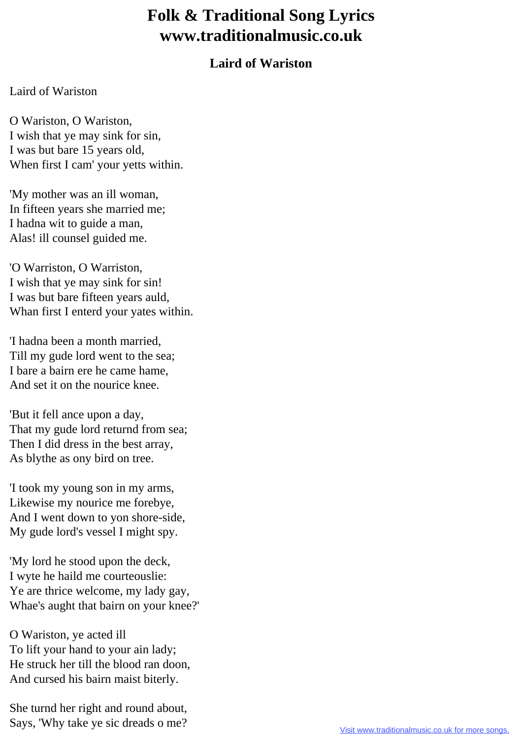# Folk & Traditional Song Lyrics
# www.traditionalmusic.co.uk

### Laird of Wariston

Laird of Wariston

O Wariston, O Wariston,
I wish that ye may sink for sin,
I was but bare 15 years old,
When first I cam' your yetts within.

'My mother was an ill woman,
In fifteen years she married me;
I hadna wit to guide a man,
Alas! ill counsel guided me.

'O Warriston, O Warriston,
I wish that ye may sink for sin!
I was but bare fifteen years auld,
Whan first I enterd your yates within.

'I hadna been a month married,
Till my gude lord went to the sea;
I bare a bairn ere he came hame,
And set it on the nourice knee.

'But it fell ance upon a day,
That my gude lord returnd from sea;
Then I did dress in the best array,
As blythe as ony bird on tree.

'I took my young son in my arms,
Likewise my nourice me forebye,
And I went down to yon shore-side,
My gude lord's vessel I might spy.

'My lord he stood upon the deck,
I wyte he haild me courteouslie:
Ye are thrice welcome, my lady gay,
Whae's aught that bairn on your knee?'

O Wariston, ye acted ill
To lift your hand to your ain lady;
He struck her till the blood ran doon,
And cursed his bairn maist biterly.

She turnd her right and round about,
Says, 'Why take ye sic dreads o me?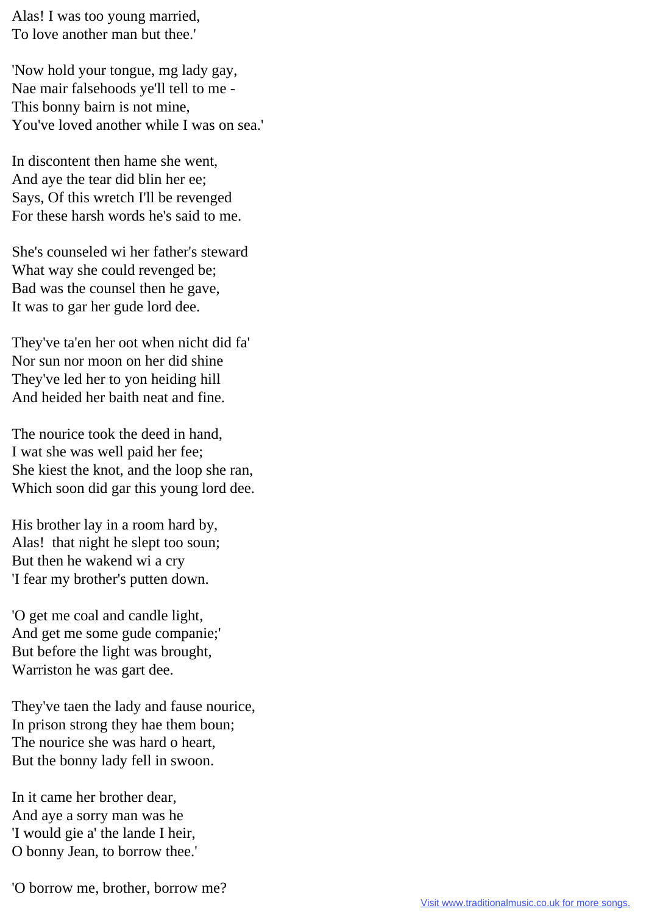Alas! I was too young married,
To love another man but thee.'

'Now hold your tongue, mg lady gay,
Nae mair falsehoods ye'll tell to me -
This bonny bairn is not mine,
You've loved another while I was on sea.'

In discontent then hame she went,
And aye the tear did blin her ee;
Says, Of this wretch I'll be revenged
For these harsh words he's said to me.

She's counseled wi her father's steward
What way she could revenged be;
Bad was the counsel then he gave,
It was to gar her gude lord dee.

They've ta'en her oot when nicht did fa'
Nor sun nor moon on her did shine
They've led her to yon heiding hill
And heided her baith neat and fine.

The nourice took the deed in hand,
I wat she was well paid her fee;
She kiest the knot, and the loop she ran,
Which soon did gar this young lord dee.

His brother lay in a room hard by,
Alas!  that night he slept too soun;
But then he wakend wi a cry
'I fear my brother's putten down.

'O get me coal and candle light,
And get me some gude companie;'
But before the light was brought,
Warriston he was gart dee.

They've taen the lady and fause nourice,
In prison strong they hae them boun;
The nourice she was hard o heart,
But the bonny lady fell in swoon.

In it came her brother dear,
And aye a sorry man was he
'I would gie a' the lande I heir,
O bonny Jean, to borrow thee.'

'O borrow me, brother, borrow me?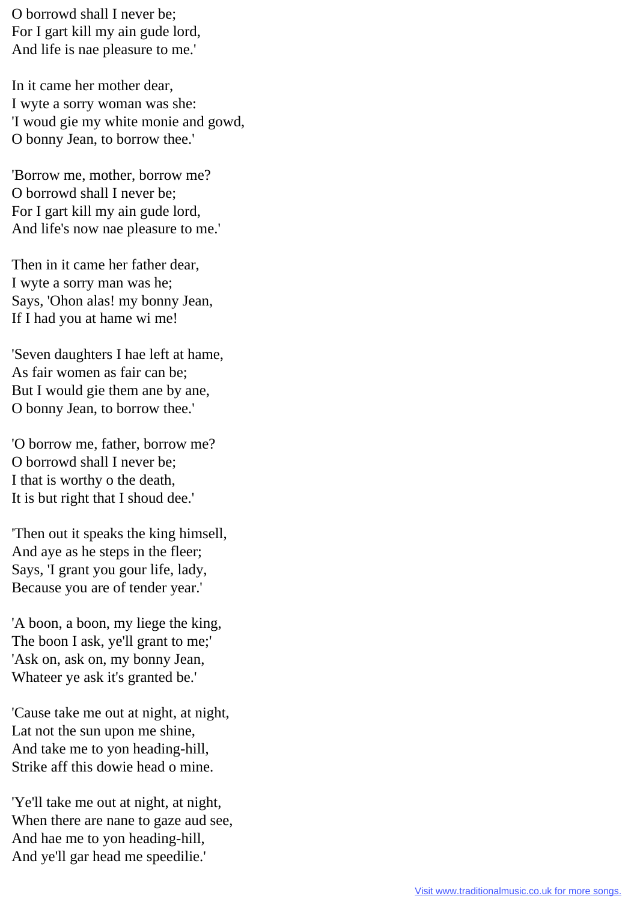O borrowd shall I never be;
For I gart kill my ain gude lord,
And life is nae pleasure to me.'

In it came her mother dear,
I wyte a sorry woman was she:
'I woud gie my white monie and gowd,
O bonny Jean, to borrow thee.'

'Borrow me, mother, borrow me?
O borrowd shall I never be;
For I gart kill my ain gude lord,
And life's now nae pleasure to me.'

Then in it came her father dear,
I wyte a sorry man was he;
Says, 'Ohon alas! my bonny Jean,
If I had you at hame wi me!

'Seven daughters I hae left at hame,
As fair women as fair can be;
But I would gie them ane by ane,
O bonny Jean, to borrow thee.'

'O borrow me, father, borrow me?
O borrowd shall I never be;
I that is worthy o the death,
It is but right that I shoud dee.'

'Then out it speaks the king himsell,
And aye as he steps in the fleer;
Says, 'I grant you gour life, lady,
Because you are of tender year.'

'A boon, a boon, my liege the king,
The boon I ask, ye'll grant to me;'
'Ask on, ask on, my bonny Jean,
Whateer ye ask it's granted be.'

'Cause take me out at night, at night,
Lat not the sun upon me shine,
And take me to yon heading-hill,
Strike aff this dowie head o mine.

'Ye'll take me out at night, at night,
When there are nane to gaze aud see,
And hae me to yon heading-hill,
And ye'll gar head me speedilie.'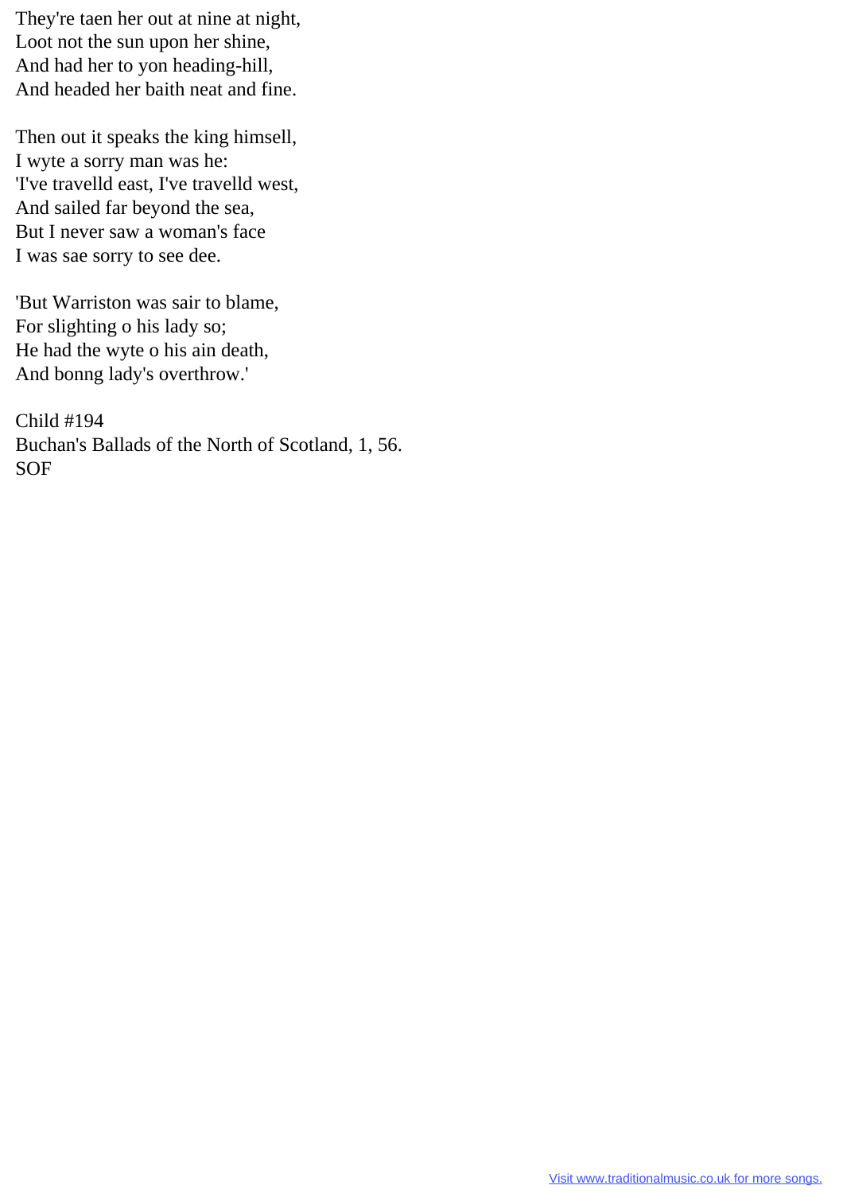They're taen her out at nine at night,
Loot not the sun upon her shine,
And had her to yon heading-hill,
And headed her baith neat and fine.

Then out it speaks the king himsell,
I wyte a sorry man was he:
'I've travelld east, I've travelld west,
And sailed far beyond the sea,
But I never saw a woman's face
I was sae sorry to see dee.

'But Warriston was sair to blame,
For slighting o his lady so;
He had the wyte o his ain death,
And bonng lady's overthrow.'

Child #194
Buchan's Ballads of the North of Scotland, 1, 56.
SOF

Visit www.traditionalmusic.co.uk for more songs.